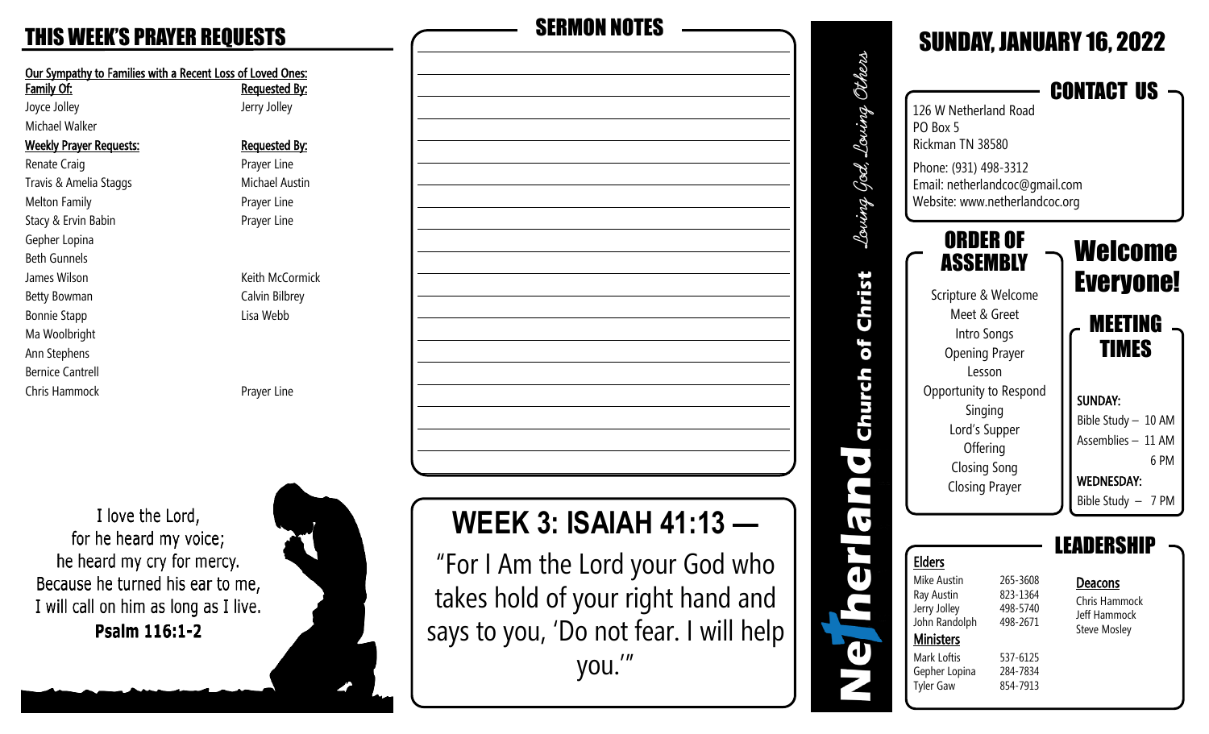# THIS WEEK'S PRAYER REQUESTS

**Our Sympathy to Families with a Recent Loss of Loved Ones:**

| Family Of: | Requested By: |
|---|---|
| Joyce Jolley | Jerry Jolley |
| Michael Walker | |

| Weekly Prayer Requests: | Requested By: |
|---|---|
| Renate Craig | Prayer Line |
| Travis & Amelia Staggs | Michael Austin |
| Melton Family | Prayer Line |
| Stacy & Ervin Babin | Prayer Line |
| Gepher Lopina | |
| Beth Gunnels | |
| James Wilson | Keith McCormick |
| Betty Bowman | Calvin Bilbrey |
| Bonnie Stapp | Lisa Webb |
| Ma Woolbright | |
| Ann Stephens | |
| Bernice Cantrell | |
| Chris Hammock | Prayer Line |

I love the Lord,
for he heard my voice;
he heard my cry for mercy.
Because he turned his ear to me,
I will call on him as long as I live.
**Psalm 116:1-2**

## SERMON NOTES

## WEEK 3: ISAIAH 41:13 —

"For I Am the Lord your God who takes hold of your right hand and says to you, 'Do not fear. I will help you.'"

**Netherland Church of Christ** — *Loving God, Loving Others*

# SUNDAY, JANUARY 16, 2022

## CONTACT US

126 W Netherland Road
PO Box 5
Rickman TN 38580

Phone: (931) 498-3312
Email: netherlandcoc@gmail.com
Website: www.netherlandcoc.org

## ORDER OF ASSEMBLY

Scripture & Welcome
Meet & Greet
Intro Songs
Opening Prayer
Lesson
Opportunity to Respond
Singing
Lord's Supper
Offering
Closing Song
Closing Prayer

## Welcome Everyone!

## MEETING TIMES

**SUNDAY:**
Bible Study – 10 AM
Assemblies – 11 AM
6 PM

**WEDNESDAY:**
Bible Study – 7 PM

## LEADERSHIP

**Elders**

| | |
|---|---|
| Mike Austin | 265-3608 |
| Ray Austin | 823-1364 |
| Jerry Jolley | 498-5740 |
| John Randolph | 498-2671 |

**Ministers**

| | |
|---|---|
| Mark Loftis | 537-6125 |
| Gepher Lopina | 284-7834 |
| Tyler Gaw | 854-7913 |

**Deacons**

Chris Hammock
Jeff Hammock
Steve Mosley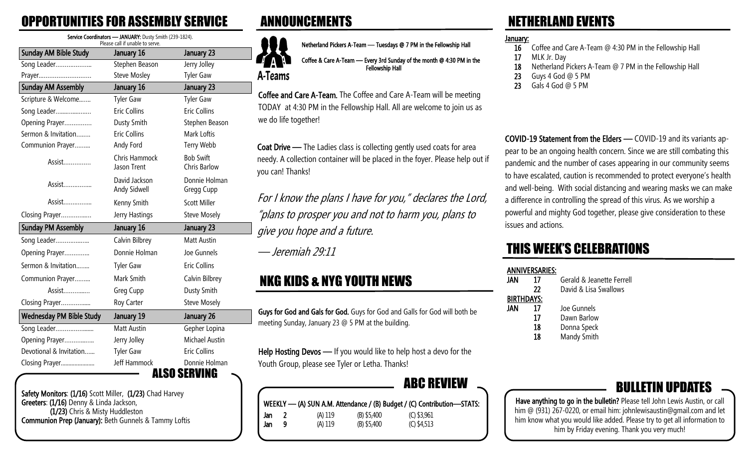# OPPORTUNITIES FOR ASSEMBLY SERVICE

**Service Coordinators — JANUARY:** Dusty Smith (239-1824).
Please call if unable to serve.

| Sunday AM Bible Study | January 16 | January 23 |
|---|---|---|
| Song Leader.................... | Stephen Beason | Jerry Jolley |
| Prayer.............................. | Steve Mosley | Tyler Gaw |
| **Sunday AM Assembly** | **January 16** | **January 23** |
| Scripture & Welcome....... | Tyler Gaw | Tyler Gaw |
| Song Leader..................... | Eric Collins | Eric Collins |
| Opening Prayer............... | Dusty Smith | Stephen Beason |
| Sermon & Invitation........ | Eric Collins | Mark Loftis |
| Communion Prayer......... | Andy Ford | Terry Webb |
| Assist............... | Chris Hammock, Jason Trent | Bob Swift, Chris Barlow |
| Assist................ | David Jackson, Andy Sidwell | Donnie Holman, Gregg Cupp |
| Assist................ | Kenny Smith | Scott Miller |
| Closing Prayer................. | Jerry Hastings | Steve Mosely |
| **Sunday PM Assembly** | **January 16** | **January 23** |
| Song Leader................... | Calvin Bilbrey | Matt Austin |
| Opening Prayer.............. | Donnie Holman | Joe Gunnels |
| Sermon & Invitation........ | Tyler Gaw | Eric Collins |
| Communion Prayer......... | Mark Smith | Calvin Bilbrey |
| Assist............... | Greg Cupp | Dusty Smith |
| Closing Prayer................ | Roy Carter | Steve Mosely |
| **Wednesday PM Bible Study** | **January 19** | **January 26** |
| Song Leader..................... | Matt Austin | Gepher Lopina |
| Opening Prayer................ | Jerry Jolley | Michael Austin |
| Devotional & Invitation...... | Tyler Gaw | Eric Collins |
| Closing Prayer..................... | Jeff Hammock | Donnie Holman |

## ALSO SERVING

**Safety Monitors**: **(1/16)** Scott Miller, **(1/23)** Chad Harvey
**Greeters**: **(1/16)** Denny & Linda Jackson,
**(1/23)** Chris & Misty Huddleston
**Communion Prep (January):** Beth Gunnels & Tammy Loftis

# ANNOUNCEMENTS

A-Teams

**Netherland Pickers A-Team — Tuesdays @ 7 PM in the Fellowship Hall**

**Coffee & Care A-Team — Every 3rd Sunday of the month @ 4:30 PM in the Fellowship Hall**

**Coffee and Care A-Team.** The Coffee and Care A-Team will be meeting TODAY at 4:30 PM in the Fellowship Hall. All are welcome to join us as we do life together!

**Coat Drive —** The Ladies class is collecting gently used coats for area needy. A collection container will be placed in the foyer. Please help out if you can! Thanks!

*For I know the plans I have for you," declares the Lord, "plans to prosper you and not to harm you, plans to give you hope and a future.*

*— Jeremiah 29:11*

# NKG KIDS & NYG YOUTH NEWS

**Guys for God and Gals for God.** Guys for God and Galls for God will both be meeting Sunday, January 23 @ 5 PM at the building.

**Help Hosting Devos —** If you would like to help host a devo for the Youth Group, please see Tyler or Letha. Thanks!

## ABC REVIEW

**WEEKLY — (A) SUN A.M. Attendance / (B) Budget / (C) Contribution—STATS:**

| | | | |
|---|---|---|---|
| Jan 2 | (A) 119 | (B) $5,400 | (C) $3,961 |
| Jan 9 | (A) 119 | (B) $5,400 | (C) $4,513 |

# NETHERLAND EVENTS

**January:**

- **16** Coffee and Care A-Team @ 4:30 PM in the Fellowship Hall
- **17** MLK Jr. Day
- **18** Netherland Pickers A-Team @ 7 PM in the Fellowship Hall
- **23** Guys 4 God @ 5 PM
- **23** Gals 4 God @ 5 PM

**COVID-19 Statement from the Elders —** COVID-19 and its variants appear to be an ongoing health concern. Since we are still combating this pandemic and the number of cases appearing in our community seems to have escalated, caution is recommended to protect everyone's health and well-being. With social distancing and wearing masks we can make a difference in controlling the spread of this virus. As we worship a powerful and mighty God together, please give consideration to these issues and actions.

# THIS WEEK'S CELEBRATIONS

**ANNIVERSARIES:**

- **JAN 17** Gerald & Jeanette Ferrell
- **22** David & Lisa Swallows

**BIRTHDAYS:**

- **JAN 17** Joe Gunnels
- **17** Dawn Barlow
- **18** Donna Speck
- **18** Mandy Smith

## BULLETIN UPDATES

**Have anything to go in the bulletin?** Please tell John Lewis Austin, or call him @ (931) 267-0220, or email him: johnlewisaustin@gmail.com and let him know what you would like added. Please try to get all information to him by Friday evening. Thank you very much!